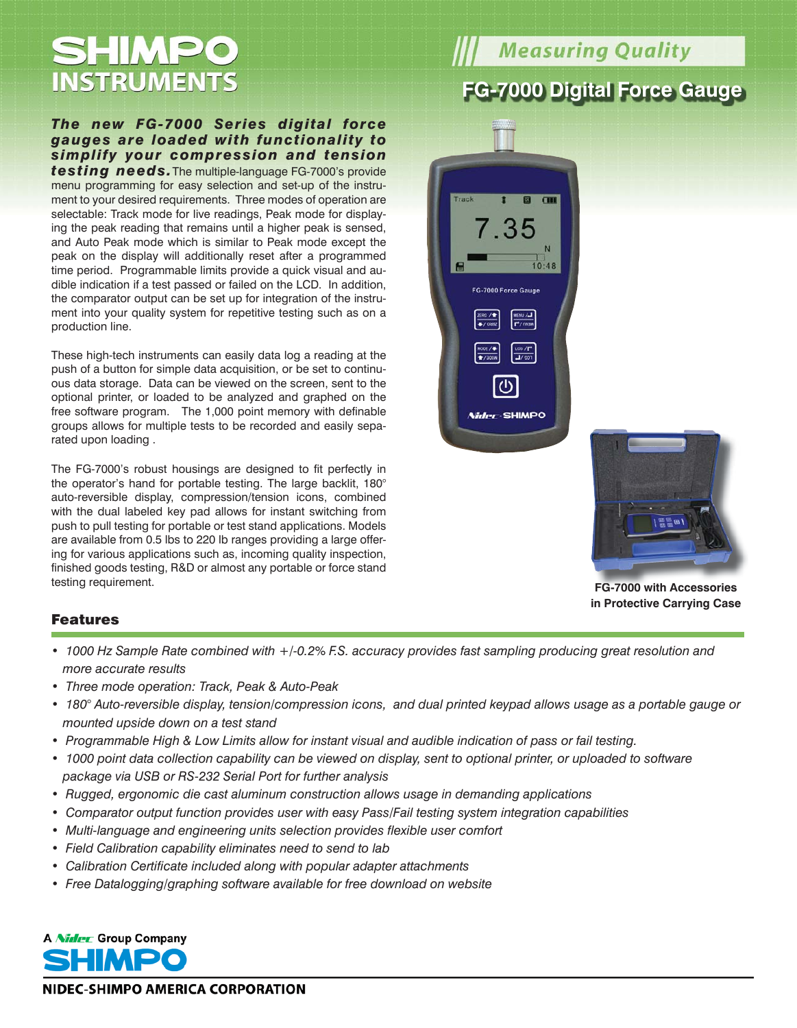# SHIMPO INSTRUMENTS

## Measuring Quality

# FG-7000 Digital Force Gauge

***The new FG-7000 Series digital force gauges are loaded with functionality to simplify your compression and tension testing needs.*** The multiple-language FG-7000's provide menu programming for easy selection and set-up of the instrument to your desired requirements. Three modes of operation are selectable: Track mode for live readings, Peak mode for displaying the peak reading that remains until a higher peak is sensed, and Auto Peak mode which is similar to Peak mode except the peak on the display will additionally reset after a programmed time period. Programmable limits provide a quick visual and audible indication if a test passed or failed on the LCD. In addition, the comparator output can be set up for integration of the instrument into your quality system for repetitive testing such as on a production line.

These high-tech instruments can easily data log a reading at the push of a button for simple data acquisition, or be set to continuous data storage. Data can be viewed on the screen, sent to the optional printer, or loaded to be analyzed and graphed on the free software program. The 1,000 point memory with definable groups allows for multiple tests to be recorded and easily separated upon loading .

The FG-7000's robust housings are designed to fit perfectly in the operator's hand for portable testing. The large backlit, 180° auto-reversible display, compression/tension icons, combined with the dual labeled key pad allows for instant switching from push to pull testing for portable or test stand applications. Models are available from 0.5 lbs to 220 lb ranges providing a large offering for various applications such as, incoming quality inspection, finished goods testing, R&D or almost any portable or force stand testing requirement.

**FG-7000 with Accessories in Protective Carrying Case**

## Features

- *1000 Hz Sample Rate combined with +/-0.2% F.S. accuracy provides fast sampling producing great resolution and more accurate results*
- *Three mode operation: Track, Peak & Auto-Peak*
- *180° Auto-reversible display, tension/compression icons, and dual printed keypad allows usage as a portable gauge or mounted upside down on a test stand*
- *Programmable High & Low Limits allow for instant visual and audible indication of pass or fail testing.*
- *1000 point data collection capability can be viewed on display, sent to optional printer, or uploaded to software package via USB or RS-232 Serial Port for further analysis*
- *Rugged, ergonomic die cast aluminum construction allows usage in demanding applications*
- *Comparator output function provides user with easy Pass/Fail testing system integration capabilities*
- *Multi-language and engineering units selection provides flexible user comfort*
- *Field Calibration capability eliminates need to send to lab*
- *Calibration Certificate included along with popular adapter attachments*
- *Free Datalogging/graphing software available for free download on website*

A Nidec Group Company

SHIMPO

NIDEC-SHIMPO AMERICA CORPORATION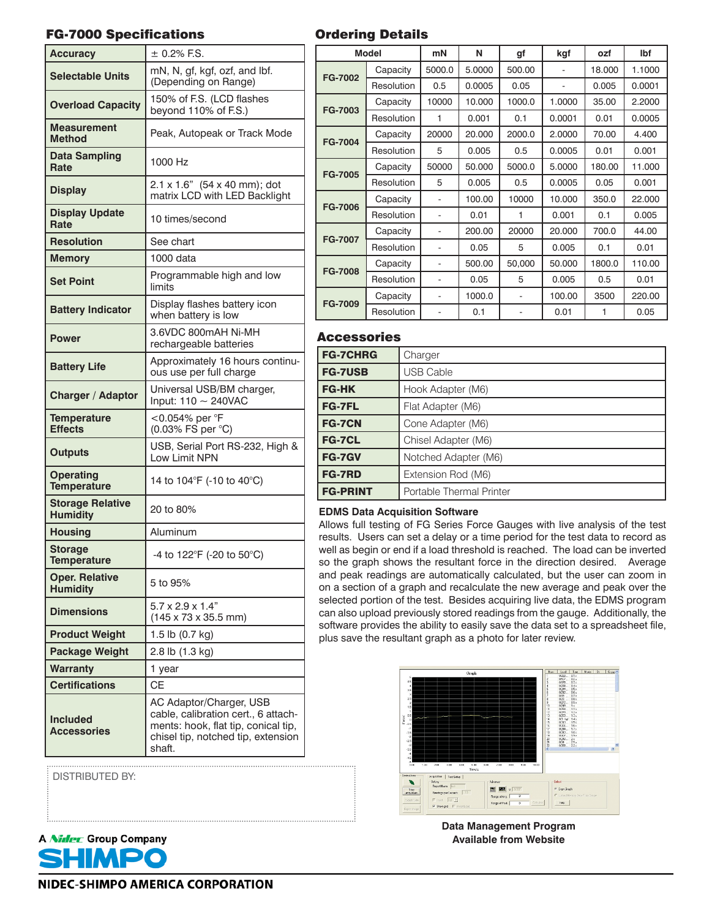## FG-7000 Specifications

| | |
|---|---|
| **Accuracy** | ± 0.2% F.S. |
| **Selectable Units** | mN, N, gf, kgf, ozf, and lbf. (Depending on Range) |
| **Overload Capacity** | 150% of F.S. (LCD flashes beyond 110% of F.S.) |
| **Measurement Method** | Peak, Autopeak or Track Mode |
| **Data Sampling Rate** | 1000 Hz |
| **Display** | 2.1 x 1.6" (54 x 40 mm); dot matrix LCD with LED Backlight |
| **Display Update Rate** | 10 times/second |
| **Resolution** | See chart |
| **Memory** | 1000 data |
| **Set Point** | Programmable high and low limits |
| **Battery Indicator** | Display flashes battery icon when battery is low |
| **Power** | 3.6VDC 800mAH Ni-MH rechargeable batteries |
| **Battery Life** | Approximately 16 hours continuous use per full charge |
| **Charger / Adaptor** | Universal USB/BM charger, Input: 110 ~ 240VAC |
| **Temperature Effects** | <0.054% per °F (0.03% FS per °C) |
| **Outputs** | USB, Serial Port RS-232, High & Low Limit NPN |
| **Operating Temperature** | 14 to 104°F (-10 to 40°C) |
| **Storage Relative Humidity** | 20 to 80% |
| **Housing** | Aluminum |
| **Storage Temperature** | -4 to 122°F (-20 to 50°C) |
| **Oper. Relative Humidity** | 5 to 95% |
| **Dimensions** | 5.7 x 2.9 x 1.4" (145 x 73 x 35.5 mm) |
| **Product Weight** | 1.5 lb (0.7 kg) |
| **Package Weight** | 2.8 lb (1.3 kg) |
| **Warranty** | 1 year |
| **Certifications** | CE |
| **Included Accessories** | AC Adaptor/Charger, USB cable, calibration cert., 6 attachments: hook, flat tip, conical tip, chisel tip, notched tip, extension shaft. |

DISTRIBUTED BY:

## Ordering Details

| Model | | mN | N | gf | kgf | ozf | lbf |
|---|---|---|---|---|---|---|---|
| FG-7002 | Capacity | 5000.0 | 5.0000 | 500.00 | - | 18.000 | 1.1000 |
| | Resolution | 0.5 | 0.0005 | 0.05 | - | 0.005 | 0.0001 |
| FG-7003 | Capacity | 10000 | 10.000 | 1000.0 | 1.0000 | 35.00 | 2.2000 |
| | Resolution | 1 | 0.001 | 0.1 | 0.0001 | 0.01 | 0.0005 |
| FG-7004 | Capacity | 20000 | 20.000 | 2000.0 | 2.0000 | 70.00 | 4.400 |
| | Resolution | 5 | 0.005 | 0.5 | 0.0005 | 0.01 | 0.001 |
| FG-7005 | Capacity | 50000 | 50.000 | 5000.0 | 5.0000 | 180.00 | 11.000 |
| | Resolution | 5 | 0.005 | 0.5 | 0.0005 | 0.05 | 0.001 |
| FG-7006 | Capacity | - | 100.00 | 10000 | 10.000 | 350.0 | 22.000 |
| | Resolution | - | 0.01 | 1 | 0.001 | 0.1 | 0.005 |
| FG-7007 | Capacity | - | 200.00 | 20000 | 20.000 | 700.0 | 44.00 |
| | Resolution | - | 0.05 | 5 | 0.005 | 0.1 | 0.01 |
| FG-7008 | Capacity | - | 500.00 | 50,000 | 50.000 | 1800.0 | 110.00 |
| | Resolution | - | 0.05 | 5 | 0.005 | 0.5 | 0.01 |
| FG-7009 | Capacity | - | 1000.0 | - | 100.00 | 3500 | 220.00 |
| | Resolution | - | 0.1 | - | 0.01 | 1 | 0.05 |

## Accessories

| | |
|---|---|
| **FG-7CHRG** | Charger |
| **FG-7USB** | USB Cable |
| **FG-HK** | Hook Adapter (M6) |
| **FG-7FL** | Flat Adapter (M6) |
| **FG-7CN** | Cone Adapter (M6) |
| **FG-7CL** | Chisel Adapter (M6) |
| **FG-7GV** | Notched Adapter (M6) |
| **FG-7RD** | Extension Rod (M6) |
| **FG-PRINT** | Portable Thermal Printer |

### EDMS Data Acquisition Software

Allows full testing of FG Series Force Gauges with live analysis of the test results. Users can set a delay or a time period for the test data to record as well as begin or end if a load threshold is reached. The load can be inverted so the graph shows the resultant force in the direction desired. Average and peak readings are automatically calculated, but the user can zoom in on a section of a graph and recalculate the new average and peak over the selected portion of the test. Besides acquiring live data, the EDMS program can also upload previously stored readings from the gauge. Additionally, the software provides the ability to easily save the data set to a spreadsheet file, plus save the resultant graph as a photo for later review.

**Data Management Program Available from Website**

A Nidec Group Company

SHIMPO

NIDEC-SHIMPO AMERICA CORPORATION